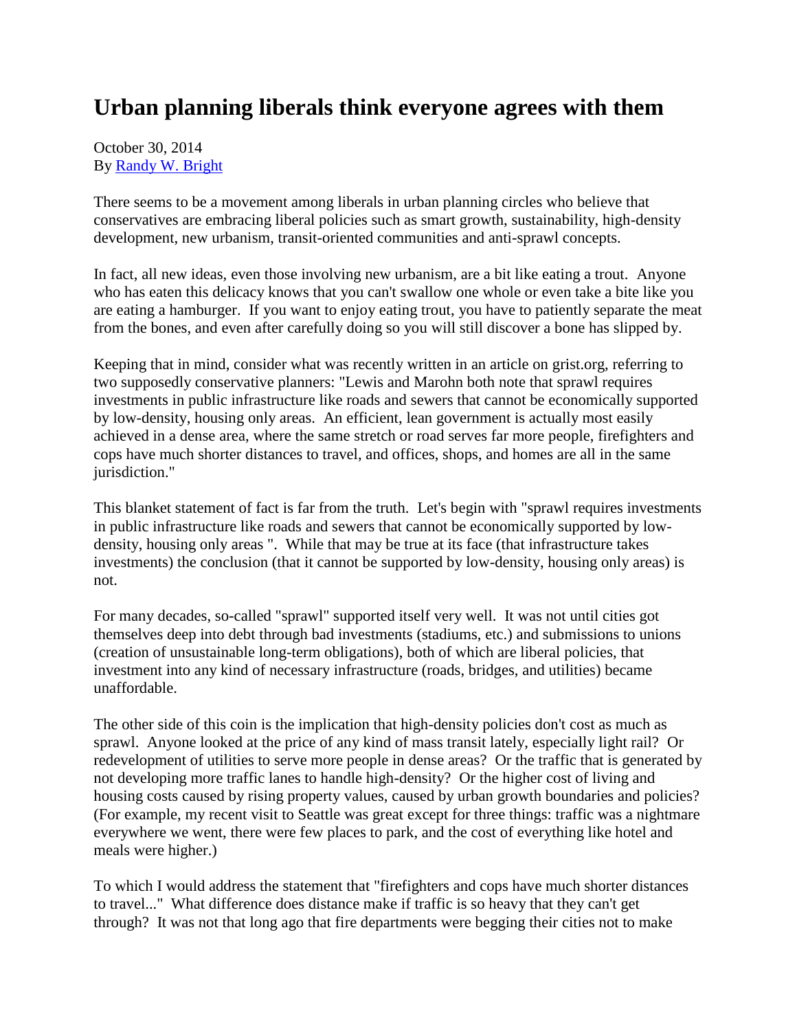# Urban planning liberals think everyone agrees with them

October 30, 2014
By [Randy W. Bright]

There seems to be a movement among liberals in urban planning circles who believe that conservatives are embracing liberal policies such as smart growth, sustainability, high-density development, new urbanism, transit-oriented communities and anti-sprawl concepts.

In fact, all new ideas, even those involving new urbanism, are a bit like eating a trout. Anyone who has eaten this delicacy knows that you can't swallow one whole or even take a bite like you are eating a hamburger. If you want to enjoy eating trout, you have to patiently separate the meat from the bones, and even after carefully doing so you will still discover a bone has slipped by.

Keeping that in mind, consider what was recently written in an article on grist.org, referring to two supposedly conservative planners: "Lewis and Marohn both note that sprawl requires investments in public infrastructure like roads and sewers that cannot be economically supported by low-density, housing only areas. An efficient, lean government is actually most easily achieved in a dense area, where the same stretch or road serves far more people, firefighters and cops have much shorter distances to travel, and offices, shops, and homes are all in the same jurisdiction."

This blanket statement of fact is far from the truth. Let's begin with "sprawl requires investments in public infrastructure like roads and sewers that cannot be economically supported by low-density, housing only areas ". While that may be true at its face (that infrastructure takes investments) the conclusion (that it cannot be supported by low-density, housing only areas) is not.

For many decades, so-called "sprawl" supported itself very well. It was not until cities got themselves deep into debt through bad investments (stadiums, etc.) and submissions to unions (creation of unsustainable long-term obligations), both of which are liberal policies, that investment into any kind of necessary infrastructure (roads, bridges, and utilities) became unaffordable.

The other side of this coin is the implication that high-density policies don't cost as much as sprawl. Anyone looked at the price of any kind of mass transit lately, especially light rail? Or redevelopment of utilities to serve more people in dense areas? Or the traffic that is generated by not developing more traffic lanes to handle high-density? Or the higher cost of living and housing costs caused by rising property values, caused by urban growth boundaries and policies? (For example, my recent visit to Seattle was great except for three things: traffic was a nightmare everywhere we went, there were few places to park, and the cost of everything like hotel and meals were higher.)

To which I would address the statement that "firefighters and cops have much shorter distances to travel..." What difference does distance make if traffic is so heavy that they can't get through? It was not that long ago that fire departments were begging their cities not to make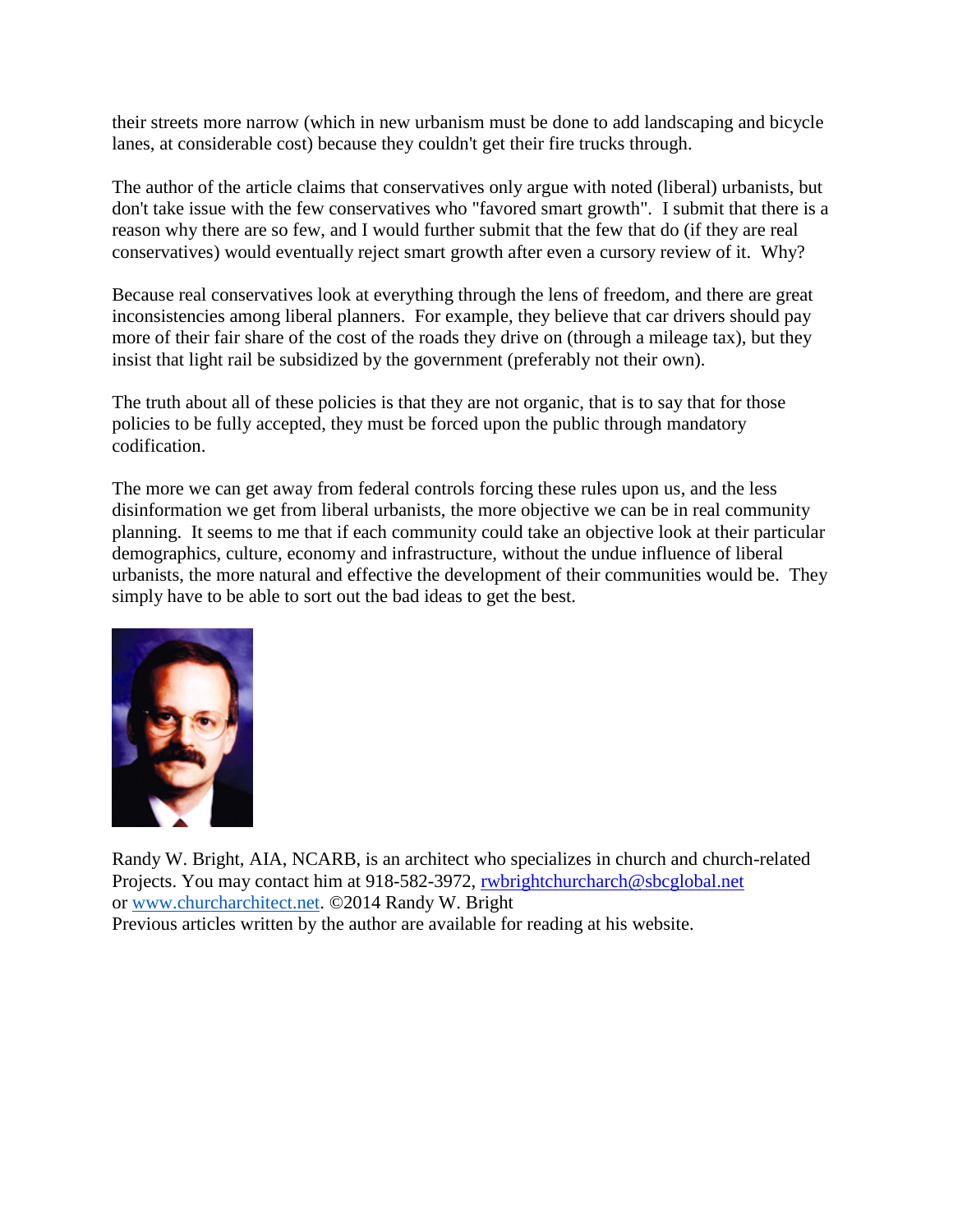their streets more narrow (which in new urbanism must be done to add landscaping and bicycle lanes, at considerable cost) because they couldn't get their fire trucks through.

The author of the article claims that conservatives only argue with noted (liberal) urbanists, but don't take issue with the few conservatives who "favored smart growth". I submit that there is a reason why there are so few, and I would further submit that the few that do (if they are real conservatives) would eventually reject smart growth after even a cursory review of it. Why?

Because real conservatives look at everything through the lens of freedom, and there are great inconsistencies among liberal planners. For example, they believe that car drivers should pay more of their fair share of the cost of the roads they drive on (through a mileage tax), but they insist that light rail be subsidized by the government (preferably not their own).

The truth about all of these policies is that they are not organic, that is to say that for those policies to be fully accepted, they must be forced upon the public through mandatory codification.

The more we can get away from federal controls forcing these rules upon us, and the less disinformation we get from liberal urbanists, the more objective we can be in real community planning. It seems to me that if each community could take an objective look at their particular demographics, culture, economy and infrastructure, without the undue influence of liberal urbanists, the more natural and effective the development of their communities would be. They simply have to be able to sort out the bad ideas to get the best.

Randy W. Bright, AIA, NCARB, is an architect who specializes in church and church-related Projects. You may contact him at 918-582-3972, rwbrightchurcharch@sbcglobal.net or www.churcharchitect.net. ©2014 Randy W. Bright
Previous articles written by the author are available for reading at his website.